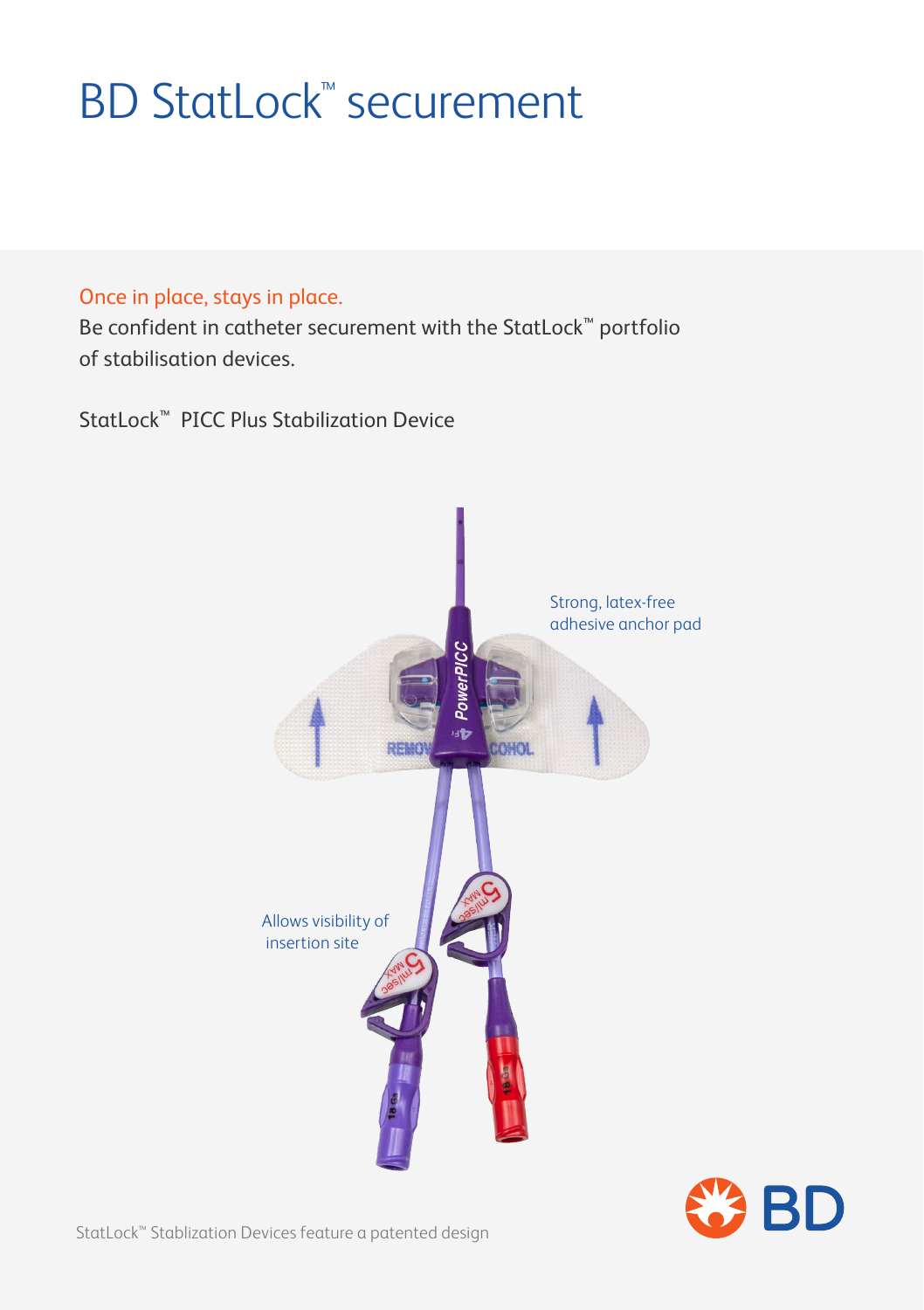# BD StatLock™ securement

Once in place, stays in place.

Be confident in catheter securement with the StatLock™ portfolio of stabilisation devices.

StatLock™ PICC Plus Stabilization Device

Strong, latex-free adhesive anchor pad

Allows visibility of insertion site

StatLock™ Stablization Devices feature a patented design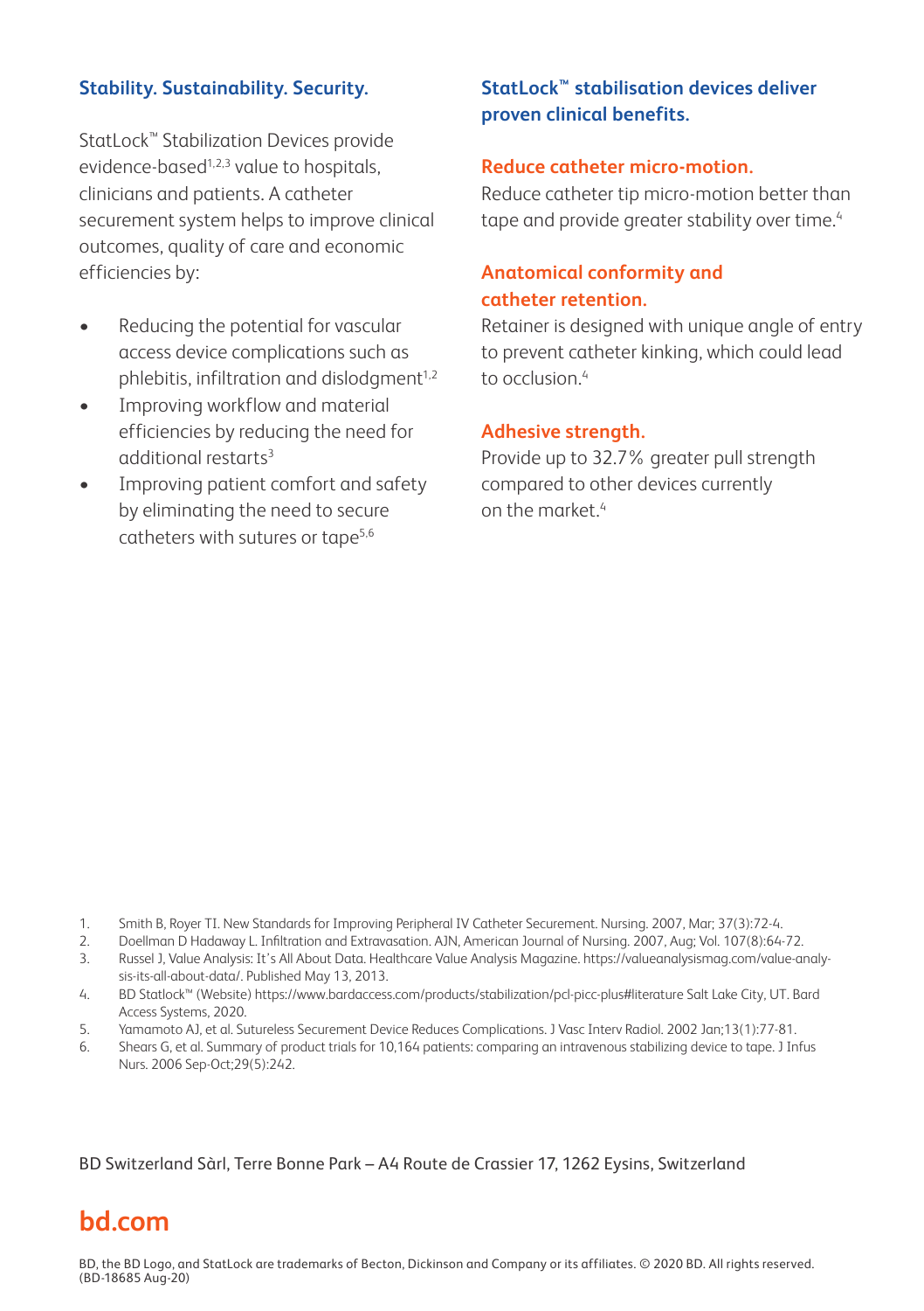## Stability. Sustainability. Security.

StatLock™ Stabilization Devices provide evidence-based[1,2,3] value to hospitals, clinicians and patients. A catheter securement system helps to improve clinical outcomes, quality of care and economic efficiencies by:

- Reducing the potential for vascular access device complications such as phlebitis, infiltration and dislodgment[1,2]
- Improving workflow and material efficiencies by reducing the need for additional restarts[3]
- Improving patient comfort and safety by eliminating the need to secure catheters with sutures or tape[5,6]

## StatLock™ stabilisation devices deliver proven clinical benefits.

### Reduce catheter micro-motion.

Reduce catheter tip micro-motion better than tape and provide greater stability over time.[4]

### Anatomical conformity and catheter retention.

Retainer is designed with unique angle of entry to prevent catheter kinking, which could lead to occlusion.[4]

### Adhesive strength.

Provide up to 32.7% greater pull strength compared to other devices currently on the market.[4]

1. Smith B, Royer TI. New Standards for Improving Peripheral IV Catheter Securement. Nursing. 2007, Mar; 37(3):72-4.
2. Doellman D Hadaway L. Infiltration and Extravasation. AJN, American Journal of Nursing. 2007, Aug; Vol. 107(8):64-72.
3. Russel J, Value Analysis: It's All About Data. Healthcare Value Analysis Magazine. https://valueanalysismag.com/value-analysis-its-all-about-data/. Published May 13, 2013.
4. BD Statlock™ (Website) https://www.bardaccess.com/products/stabilization/pcl-picc-plus#literature Salt Lake City, UT. Bard Access Systems, 2020.
5. Yamamoto AJ, et al. Sutureless Securement Device Reduces Complications. J Vasc Interv Radiol. 2002 Jan;13(1):77-81.
6. Shears G, et al. Summary of product trials for 10,164 patients: comparing an intravenous stabilizing device to tape. J Infus Nurs. 2006 Sep-Oct;29(5):242.

BD Switzerland Sàrl, Terre Bonne Park – A4 Route de Crassier 17, 1262 Eysins, Switzerland

**bd.com**

BD, the BD Logo, and StatLock are trademarks of Becton, Dickinson and Company or its affiliates. © 2020 BD. All rights reserved. (BD-18685 Aug-20)